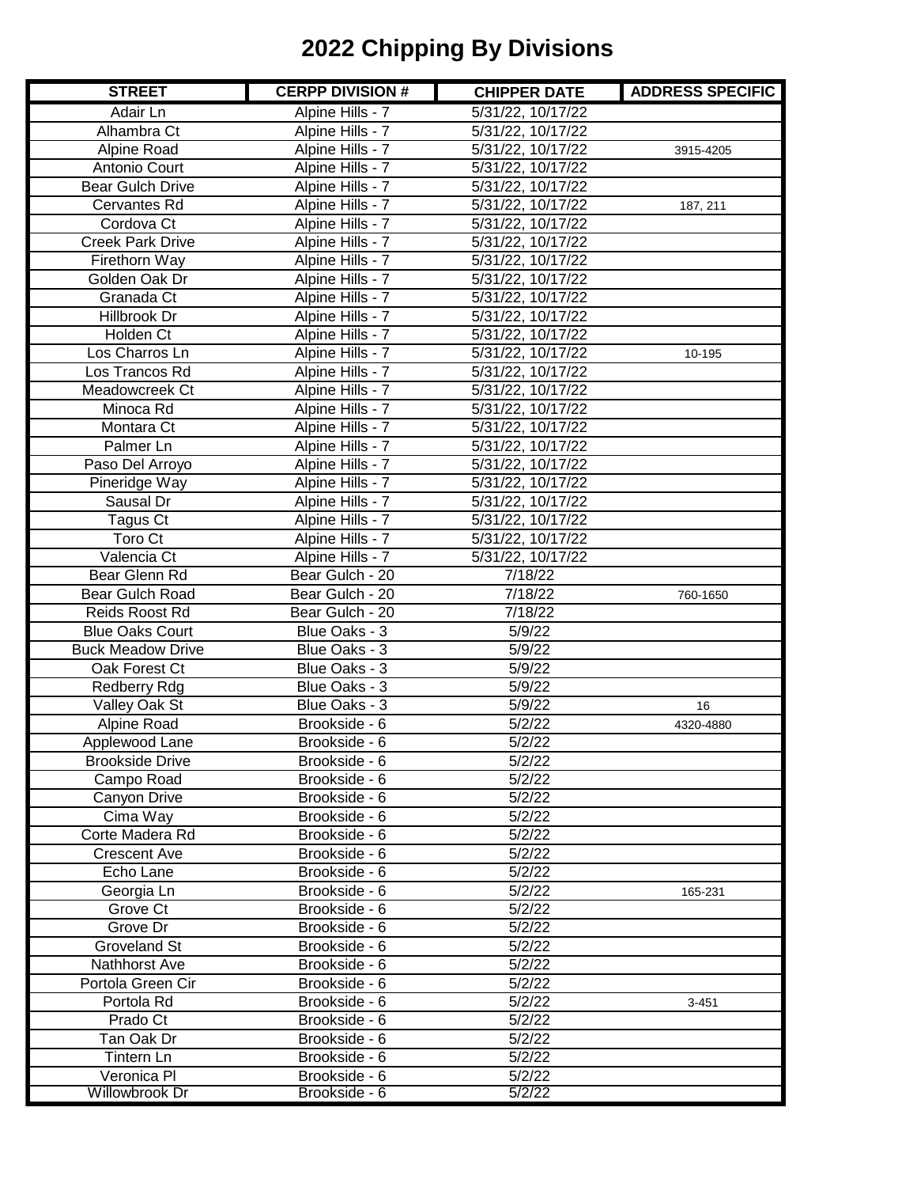# 2022 Chipping By Divisions

| STREET | CERPP DIVISION # | CHIPPER DATE | ADDRESS SPECIFIC |
|---|---|---|---|
| Adair Ln | Alpine Hills - 7 | 5/31/22, 10/17/22 | |
| Alhambra Ct | Alpine Hills - 7 | 5/31/22, 10/17/22 | |
| Alpine Road | Alpine Hills - 7 | 5/31/22, 10/17/22 | 3915-4205 |
| Antonio Court | Alpine Hills - 7 | 5/31/22, 10/17/22 | |
| Bear Gulch Drive | Alpine Hills - 7 | 5/31/22, 10/17/22 | |
| Cervantes Rd | Alpine Hills - 7 | 5/31/22, 10/17/22 | 187, 211 |
| Cordova Ct | Alpine Hills - 7 | 5/31/22, 10/17/22 | |
| Creek Park Drive | Alpine Hills - 7 | 5/31/22, 10/17/22 | |
| Firethorn Way | Alpine Hills - 7 | 5/31/22, 10/17/22 | |
| Golden Oak Dr | Alpine Hills - 7 | 5/31/22, 10/17/22 | |
| Granada Ct | Alpine Hills - 7 | 5/31/22, 10/17/22 | |
| Hillbrook Dr | Alpine Hills - 7 | 5/31/22, 10/17/22 | |
| Holden Ct | Alpine Hills - 7 | 5/31/22, 10/17/22 | |
| Los Charros Ln | Alpine Hills - 7 | 5/31/22, 10/17/22 | 10-195 |
| Los Trancos Rd | Alpine Hills - 7 | 5/31/22, 10/17/22 | |
| Meadowcreek Ct | Alpine Hills - 7 | 5/31/22, 10/17/22 | |
| Minoca Rd | Alpine Hills - 7 | 5/31/22, 10/17/22 | |
| Montara Ct | Alpine Hills - 7 | 5/31/22, 10/17/22 | |
| Palmer Ln | Alpine Hills - 7 | 5/31/22, 10/17/22 | |
| Paso Del Arroyo | Alpine Hills - 7 | 5/31/22, 10/17/22 | |
| Pineridge Way | Alpine Hills - 7 | 5/31/22, 10/17/22 | |
| Sausal Dr | Alpine Hills - 7 | 5/31/22, 10/17/22 | |
| Tagus Ct | Alpine Hills - 7 | 5/31/22, 10/17/22 | |
| Toro Ct | Alpine Hills - 7 | 5/31/22, 10/17/22 | |
| Valencia Ct | Alpine Hills - 7 | 5/31/22, 10/17/22 | |
| Bear Glenn Rd | Bear Gulch - 20 | 7/18/22 | |
| Bear Gulch Road | Bear Gulch - 20 | 7/18/22 | 760-1650 |
| Reids Roost Rd | Bear Gulch - 20 | 7/18/22 | |
| Blue Oaks Court | Blue Oaks - 3 | 5/9/22 | |
| Buck Meadow Drive | Blue Oaks - 3 | 5/9/22 | |
| Oak Forest Ct | Blue Oaks - 3 | 5/9/22 | |
| Redberry Rdg | Blue Oaks - 3 | 5/9/22 | |
| Valley Oak St | Blue Oaks - 3 | 5/9/22 | 16 |
| Alpine Road | Brookside - 6 | 5/2/22 | 4320-4880 |
| Applewood Lane | Brookside - 6 | 5/2/22 | |
| Brookside Drive | Brookside - 6 | 5/2/22 | |
| Campo Road | Brookside - 6 | 5/2/22 | |
| Canyon Drive | Brookside - 6 | 5/2/22 | |
| Cima Way | Brookside - 6 | 5/2/22 | |
| Corte Madera Rd | Brookside - 6 | 5/2/22 | |
| Crescent Ave | Brookside - 6 | 5/2/22 | |
| Echo Lane | Brookside - 6 | 5/2/22 | |
| Georgia Ln | Brookside - 6 | 5/2/22 | 165-231 |
| Grove Ct | Brookside - 6 | 5/2/22 | |
| Grove Dr | Brookside - 6 | 5/2/22 | |
| Groveland St | Brookside - 6 | 5/2/22 | |
| Nathhorst Ave | Brookside - 6 | 5/2/22 | |
| Portola Green Cir | Brookside - 6 | 5/2/22 | |
| Portola Rd | Brookside - 6 | 5/2/22 | 3-451 |
| Prado Ct | Brookside - 6 | 5/2/22 | |
| Tan Oak Dr | Brookside - 6 | 5/2/22 | |
| Tintern Ln | Brookside - 6 | 5/2/22 | |
| Veronica Pl | Brookside - 6 | 5/2/22 | |
| Willowbrook Dr | Brookside - 6 | 5/2/22 | |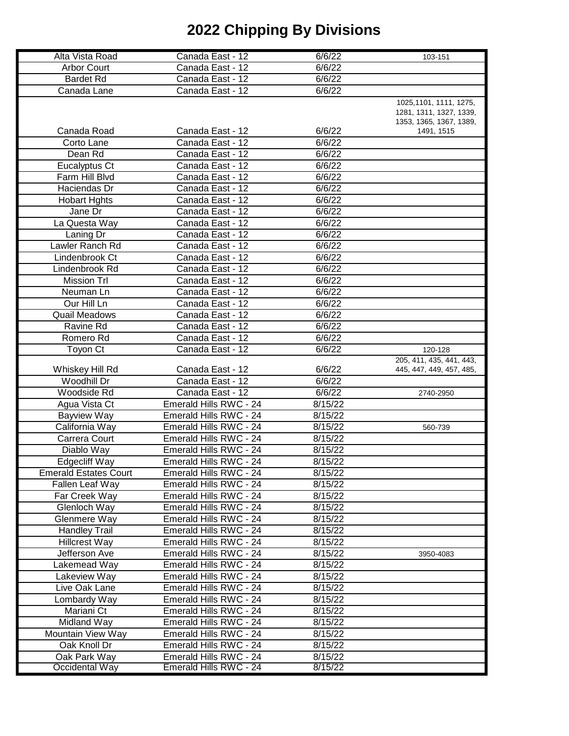# 2022 Chipping By Divisions

| | | | |
|---|---|---|---|
| Alta Vista Road | Canada East - 12 | 6/6/22 | 103-151 |
| Arbor Court | Canada East - 12 | 6/6/22 | |
| Bardet Rd | Canada East - 12 | 6/6/22 | |
| Canada Lane | Canada East - 12 | 6/6/22 | |
| Canada Road | Canada East - 12 | 6/6/22 | 1025,1101, 1111, 1275, 1281, 1311, 1327, 1339, 1353, 1365, 1367, 1389, 1491, 1515 |
| Corto Lane | Canada East - 12 | 6/6/22 | |
| Dean Rd | Canada East - 12 | 6/6/22 | |
| Eucalyptus Ct | Canada East - 12 | 6/6/22 | |
| Farm Hill Blvd | Canada East - 12 | 6/6/22 | |
| Haciendas Dr | Canada East - 12 | 6/6/22 | |
| Hobart Hghts | Canada East - 12 | 6/6/22 | |
| Jane Dr | Canada East - 12 | 6/6/22 | |
| La Questa Way | Canada East - 12 | 6/6/22 | |
| Laning Dr | Canada East - 12 | 6/6/22 | |
| Lawler Ranch Rd | Canada East - 12 | 6/6/22 | |
| Lindenbrook Ct | Canada East - 12 | 6/6/22 | |
| Lindenbrook Rd | Canada East - 12 | 6/6/22 | |
| Mission Trl | Canada East - 12 | 6/6/22 | |
| Neuman Ln | Canada East - 12 | 6/6/22 | |
| Our Hill Ln | Canada East - 12 | 6/6/22 | |
| Quail Meadows | Canada East - 12 | 6/6/22 | |
| Ravine Rd | Canada East - 12 | 6/6/22 | |
| Romero Rd | Canada East - 12 | 6/6/22 | |
| Toyon Ct | Canada East - 12 | 6/6/22 | 120-128 |
| Whiskey Hill Rd | Canada East - 12 | 6/6/22 | 205, 411, 435, 441, 443, 445, 447, 449, 457, 485, |
| Woodhill Dr | Canada East - 12 | 6/6/22 | |
| Woodside Rd | Canada East - 12 | 6/6/22 | 2740-2950 |
| Agua Vista Ct | Emerald Hills RWC - 24 | 8/15/22 | |
| Bayview Way | Emerald Hills RWC - 24 | 8/15/22 | |
| California Way | Emerald Hills RWC - 24 | 8/15/22 | 560-739 |
| Carrera Court | Emerald Hills RWC - 24 | 8/15/22 | |
| Diablo Way | Emerald Hills RWC - 24 | 8/15/22 | |
| Edgecliff Way | Emerald Hills RWC - 24 | 8/15/22 | |
| Emerald Estates Court | Emerald Hills RWC - 24 | 8/15/22 | |
| Fallen Leaf Way | Emerald Hills RWC - 24 | 8/15/22 | |
| Far Creek Way | Emerald Hills RWC - 24 | 8/15/22 | |
| Glenloch Way | Emerald Hills RWC - 24 | 8/15/22 | |
| Glenmere Way | Emerald Hills RWC - 24 | 8/15/22 | |
| Handley Trail | Emerald Hills RWC - 24 | 8/15/22 | |
| Hillcrest Way | Emerald Hills RWC - 24 | 8/15/22 | |
| Jefferson Ave | Emerald Hills RWC - 24 | 8/15/22 | 3950-4083 |
| Lakemead Way | Emerald Hills RWC - 24 | 8/15/22 | |
| Lakeview Way | Emerald Hills RWC - 24 | 8/15/22 | |
| Live Oak Lane | Emerald Hills RWC - 24 | 8/15/22 | |
| Lombardy Way | Emerald Hills RWC - 24 | 8/15/22 | |
| Mariani Ct | Emerald Hills RWC - 24 | 8/15/22 | |
| Midland Way | Emerald Hills RWC - 24 | 8/15/22 | |
| Mountain View Way | Emerald Hills RWC - 24 | 8/15/22 | |
| Oak Knoll Dr | Emerald Hills RWC - 24 | 8/15/22 | |
| Oak Park Way | Emerald Hills RWC - 24 | 8/15/22 | |
| Occidental Way | Emerald Hills RWC - 24 | 8/15/22 | |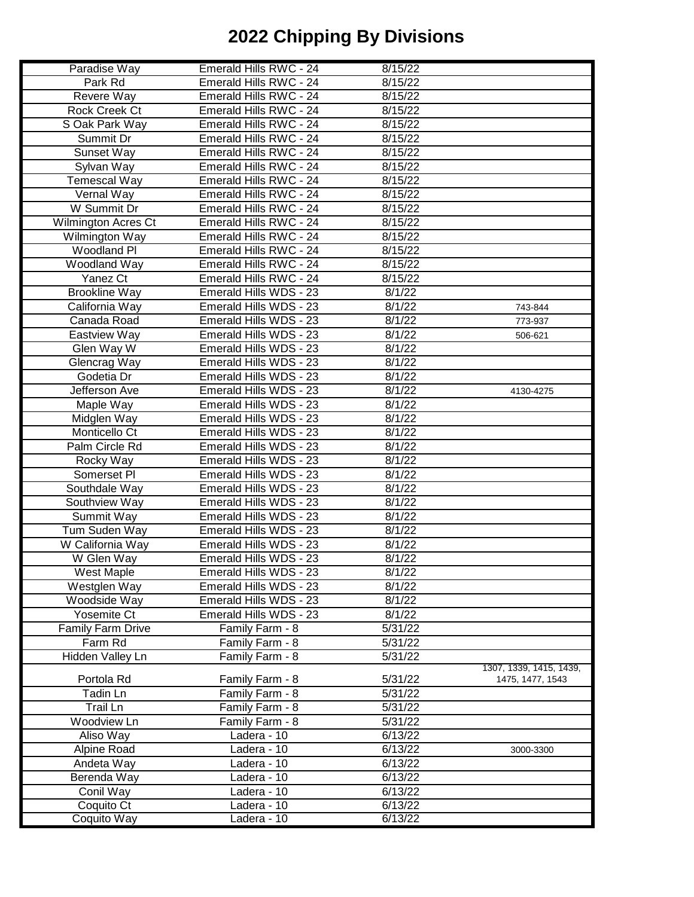# 2022 Chipping By Divisions

| | | | |
|---|---|---|---|
| Paradise Way | Emerald Hills RWC - 24 | 8/15/22 | |
| Park Rd | Emerald Hills RWC - 24 | 8/15/22 | |
| Revere Way | Emerald Hills RWC - 24 | 8/15/22 | |
| Rock Creek Ct | Emerald Hills RWC - 24 | 8/15/22 | |
| S Oak Park Way | Emerald Hills RWC - 24 | 8/15/22 | |
| Summit Dr | Emerald Hills RWC - 24 | 8/15/22 | |
| Sunset Way | Emerald Hills RWC - 24 | 8/15/22 | |
| Sylvan Way | Emerald Hills RWC - 24 | 8/15/22 | |
| Temescal Way | Emerald Hills RWC - 24 | 8/15/22 | |
| Vernal Way | Emerald Hills RWC - 24 | 8/15/22 | |
| W Summit Dr | Emerald Hills RWC - 24 | 8/15/22 | |
| Wilmington Acres Ct | Emerald Hills RWC - 24 | 8/15/22 | |
| Wilmington Way | Emerald Hills RWC - 24 | 8/15/22 | |
| Woodland Pl | Emerald Hills RWC - 24 | 8/15/22 | |
| Woodland Way | Emerald Hills RWC - 24 | 8/15/22 | |
| Yanez Ct | Emerald Hills RWC - 24 | 8/15/22 | |
| Brookline Way | Emerald Hills WDS - 23 | 8/1/22 | |
| California Way | Emerald Hills WDS - 23 | 8/1/22 | 743-844 |
| Canada Road | Emerald Hills WDS - 23 | 8/1/22 | 773-937 |
| Eastview Way | Emerald Hills WDS - 23 | 8/1/22 | 506-621 |
| Glen Way W | Emerald Hills WDS - 23 | 8/1/22 | |
| Glencrag Way | Emerald Hills WDS - 23 | 8/1/22 | |
| Godetia Dr | Emerald Hills WDS - 23 | 8/1/22 | |
| Jefferson Ave | Emerald Hills WDS - 23 | 8/1/22 | 4130-4275 |
| Maple Way | Emerald Hills WDS - 23 | 8/1/22 | |
| Midglen Way | Emerald Hills WDS - 23 | 8/1/22 | |
| Monticello Ct | Emerald Hills WDS - 23 | 8/1/22 | |
| Palm Circle Rd | Emerald Hills WDS - 23 | 8/1/22 | |
| Rocky Way | Emerald Hills WDS - 23 | 8/1/22 | |
| Somerset Pl | Emerald Hills WDS - 23 | 8/1/22 | |
| Southdale Way | Emerald Hills WDS - 23 | 8/1/22 | |
| Southview Way | Emerald Hills WDS - 23 | 8/1/22 | |
| Summit Way | Emerald Hills WDS - 23 | 8/1/22 | |
| Tum Suden Way | Emerald Hills WDS - 23 | 8/1/22 | |
| W California Way | Emerald Hills WDS - 23 | 8/1/22 | |
| W Glen Way | Emerald Hills WDS - 23 | 8/1/22 | |
| West Maple | Emerald Hills WDS - 23 | 8/1/22 | |
| Westglen Way | Emerald Hills WDS - 23 | 8/1/22 | |
| Woodside Way | Emerald Hills WDS - 23 | 8/1/22 | |
| Yosemite Ct | Emerald Hills WDS - 23 | 8/1/22 | |
| Family Farm Drive | Family Farm - 8 | 5/31/22 | |
| Farm Rd | Family Farm - 8 | 5/31/22 | |
| Hidden Valley Ln | Family Farm - 8 | 5/31/22 | |
| Portola Rd | Family Farm - 8 | 5/31/22 | 1307, 1339, 1415, 1439, 1475, 1477, 1543 |
| Tadin Ln | Family Farm - 8 | 5/31/22 | |
| Trail Ln | Family Farm - 8 | 5/31/22 | |
| Woodview Ln | Family Farm - 8 | 5/31/22 | |
| Aliso Way | Ladera - 10 | 6/13/22 | |
| Alpine Road | Ladera - 10 | 6/13/22 | 3000-3300 |
| Andeta Way | Ladera - 10 | 6/13/22 | |
| Berenda Way | Ladera - 10 | 6/13/22 | |
| Conil Way | Ladera - 10 | 6/13/22 | |
| Coquito Ct | Ladera - 10 | 6/13/22 | |
| Coquito Way | Ladera - 10 | 6/13/22 | |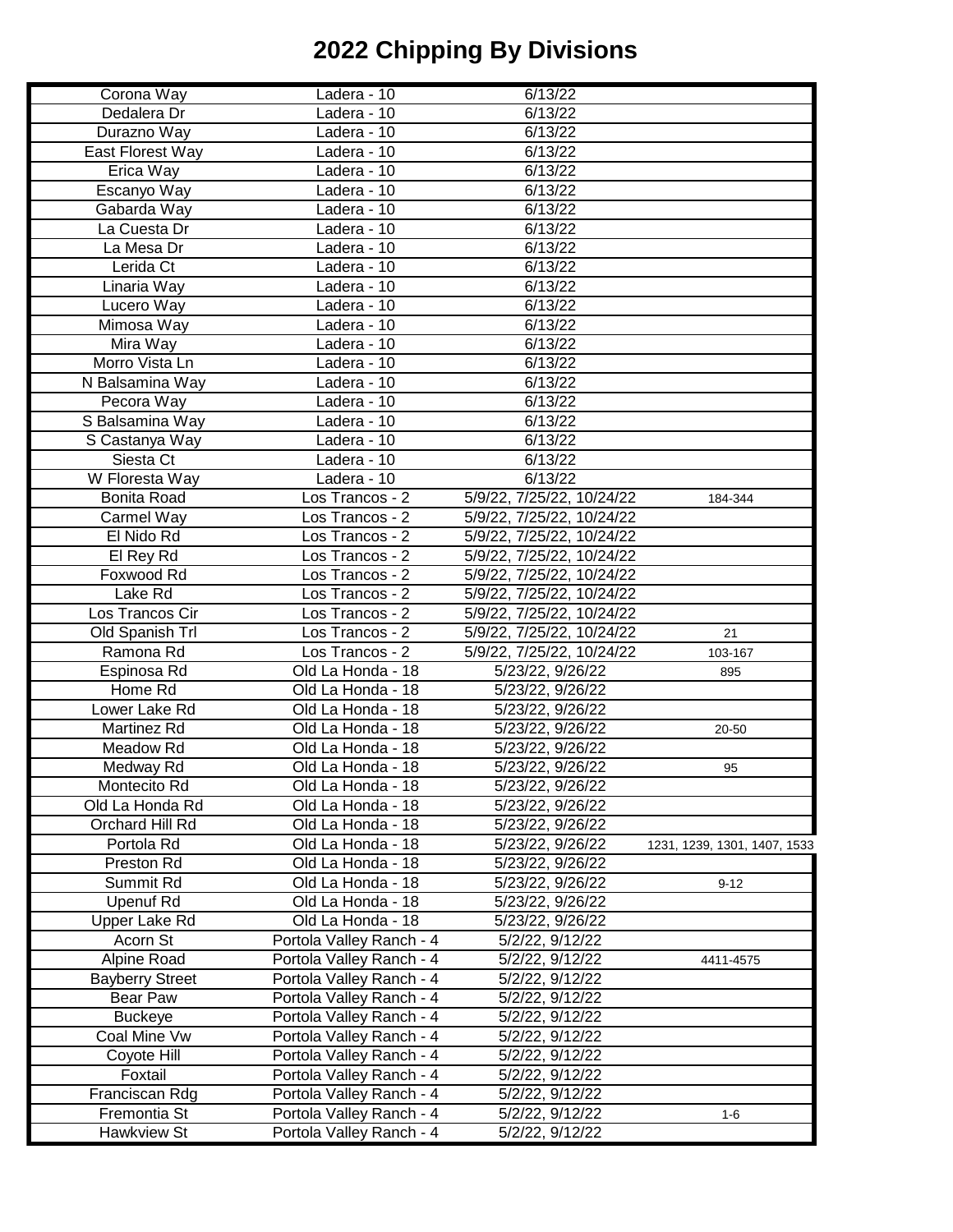# 2022 Chipping By Divisions

| | | | |
|---|---|---|---|
| Corona Way | Ladera - 10 | 6/13/22 | |
| Dedalera Dr | Ladera - 10 | 6/13/22 | |
| Durazno Way | Ladera - 10 | 6/13/22 | |
| East Florest Way | Ladera - 10 | 6/13/22 | |
| Erica Way | Ladera - 10 | 6/13/22 | |
| Escanyo Way | Ladera - 10 | 6/13/22 | |
| Gabarda Way | Ladera - 10 | 6/13/22 | |
| La Cuesta Dr | Ladera - 10 | 6/13/22 | |
| La Mesa Dr | Ladera - 10 | 6/13/22 | |
| Lerida Ct | Ladera - 10 | 6/13/22 | |
| Linaria Way | Ladera - 10 | 6/13/22 | |
| Lucero Way | Ladera - 10 | 6/13/22 | |
| Mimosa Way | Ladera - 10 | 6/13/22 | |
| Mira Way | Ladera - 10 | 6/13/22 | |
| Morro Vista Ln | Ladera - 10 | 6/13/22 | |
| N Balsamina Way | Ladera - 10 | 6/13/22 | |
| Pecora Way | Ladera - 10 | 6/13/22 | |
| S Balsamina Way | Ladera - 10 | 6/13/22 | |
| S Castanya Way | Ladera - 10 | 6/13/22 | |
| Siesta Ct | Ladera - 10 | 6/13/22 | |
| W Floresta Way | Ladera - 10 | 6/13/22 | |
| Bonita Road | Los Trancos - 2 | 5/9/22, 7/25/22, 10/24/22 | 184-344 |
| Carmel Way | Los Trancos - 2 | 5/9/22, 7/25/22, 10/24/22 | |
| El Nido Rd | Los Trancos - 2 | 5/9/22, 7/25/22, 10/24/22 | |
| El Rey Rd | Los Trancos - 2 | 5/9/22, 7/25/22, 10/24/22 | |
| Foxwood Rd | Los Trancos - 2 | 5/9/22, 7/25/22, 10/24/22 | |
| Lake Rd | Los Trancos - 2 | 5/9/22, 7/25/22, 10/24/22 | |
| Los Trancos Cir | Los Trancos - 2 | 5/9/22, 7/25/22, 10/24/22 | |
| Old Spanish Trl | Los Trancos - 2 | 5/9/22, 7/25/22, 10/24/22 | 21 |
| Ramona Rd | Los Trancos - 2 | 5/9/22, 7/25/22, 10/24/22 | 103-167 |
| Espinosa Rd | Old La Honda - 18 | 5/23/22, 9/26/22 | 895 |
| Home Rd | Old La Honda - 18 | 5/23/22, 9/26/22 | |
| Lower Lake Rd | Old La Honda - 18 | 5/23/22, 9/26/22 | |
| Martinez Rd | Old La Honda - 18 | 5/23/22, 9/26/22 | 20-50 |
| Meadow Rd | Old La Honda - 18 | 5/23/22, 9/26/22 | |
| Medway Rd | Old La Honda - 18 | 5/23/22, 9/26/22 | 95 |
| Montecito Rd | Old La Honda - 18 | 5/23/22, 9/26/22 | |
| Old La Honda Rd | Old La Honda - 18 | 5/23/22, 9/26/22 | |
| Orchard Hill Rd | Old La Honda - 18 | 5/23/22, 9/26/22 | |
| Portola Rd | Old La Honda - 18 | 5/23/22, 9/26/22 | 1231, 1239, 1301, 1407, 1533 |
| Preston Rd | Old La Honda - 18 | 5/23/22, 9/26/22 | |
| Summit Rd | Old La Honda - 18 | 5/23/22, 9/26/22 | 9-12 |
| Upenuf Rd | Old La Honda - 18 | 5/23/22, 9/26/22 | |
| Upper Lake Rd | Old La Honda - 18 | 5/23/22, 9/26/22 | |
| Acorn St | Portola Valley Ranch - 4 | 5/2/22, 9/12/22 | |
| Alpine Road | Portola Valley Ranch - 4 | 5/2/22, 9/12/22 | 4411-4575 |
| Bayberry Street | Portola Valley Ranch - 4 | 5/2/22, 9/12/22 | |
| Bear Paw | Portola Valley Ranch - 4 | 5/2/22, 9/12/22 | |
| Buckeye | Portola Valley Ranch - 4 | 5/2/22, 9/12/22 | |
| Coal Mine Vw | Portola Valley Ranch - 4 | 5/2/22, 9/12/22 | |
| Coyote Hill | Portola Valley Ranch - 4 | 5/2/22, 9/12/22 | |
| Foxtail | Portola Valley Ranch - 4 | 5/2/22, 9/12/22 | |
| Franciscan Rdg | Portola Valley Ranch - 4 | 5/2/22, 9/12/22 | |
| Fremontia St | Portola Valley Ranch - 4 | 5/2/22, 9/12/22 | 1-6 |
| Hawkview St | Portola Valley Ranch - 4 | 5/2/22, 9/12/22 | |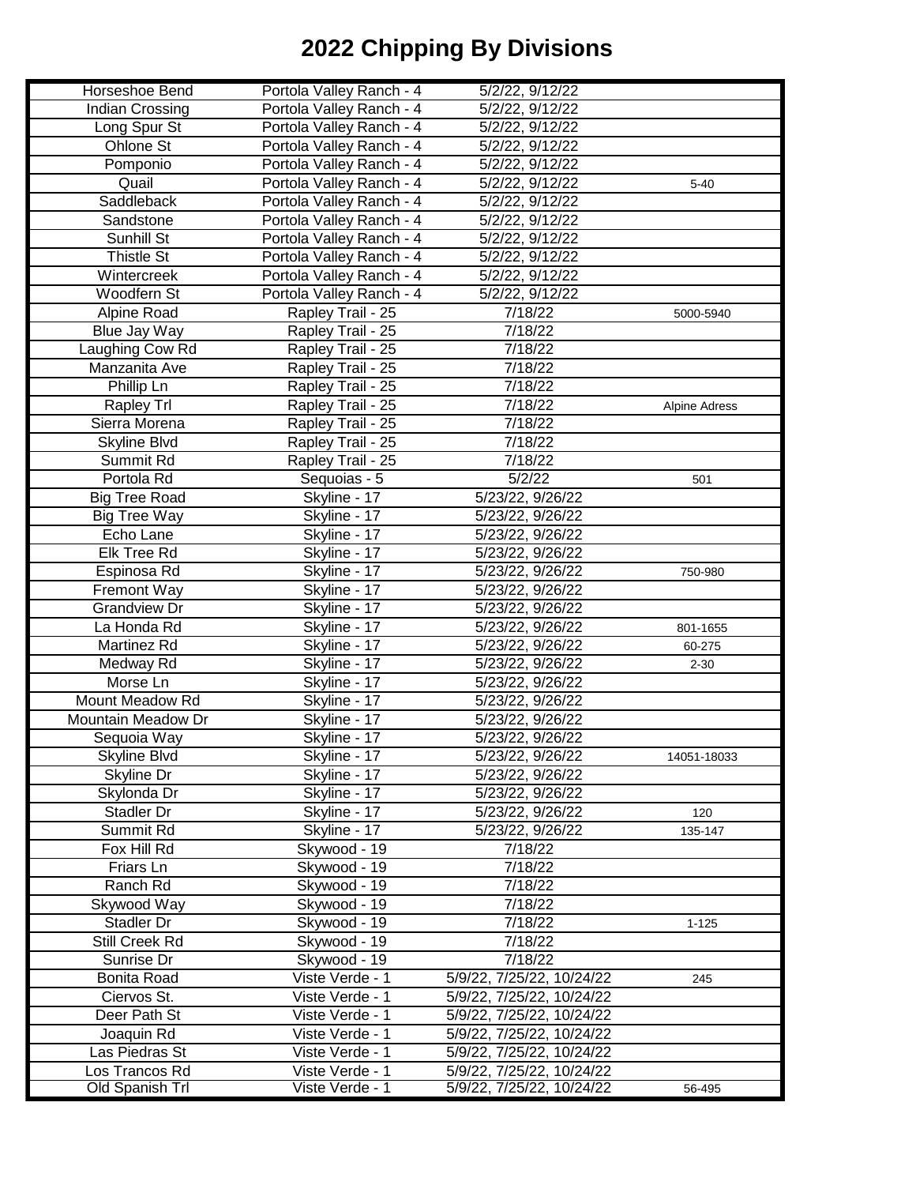# 2022 Chipping By Divisions

| | | | |
|---|---|---|---|
| Horseshoe Bend | Portola Valley Ranch - 4 | 5/2/22, 9/12/22 | |
| Indian Crossing | Portola Valley Ranch - 4 | 5/2/22, 9/12/22 | |
| Long Spur St | Portola Valley Ranch - 4 | 5/2/22, 9/12/22 | |
| Ohlone St | Portola Valley Ranch - 4 | 5/2/22, 9/12/22 | |
| Pomponio | Portola Valley Ranch - 4 | 5/2/22, 9/12/22 | |
| Quail | Portola Valley Ranch - 4 | 5/2/22, 9/12/22 | 5-40 |
| Saddleback | Portola Valley Ranch - 4 | 5/2/22, 9/12/22 | |
| Sandstone | Portola Valley Ranch - 4 | 5/2/22, 9/12/22 | |
| Sunhill St | Portola Valley Ranch - 4 | 5/2/22, 9/12/22 | |
| Thistle St | Portola Valley Ranch - 4 | 5/2/22, 9/12/22 | |
| Wintercreek | Portola Valley Ranch - 4 | 5/2/22, 9/12/22 | |
| Woodfern St | Portola Valley Ranch - 4 | 5/2/22, 9/12/22 | |
| Alpine Road | Rapley Trail - 25 | 7/18/22 | 5000-5940 |
| Blue Jay Way | Rapley Trail - 25 | 7/18/22 | |
| Laughing Cow Rd | Rapley Trail - 25 | 7/18/22 | |
| Manzanita Ave | Rapley Trail - 25 | 7/18/22 | |
| Phillip Ln | Rapley Trail - 25 | 7/18/22 | |
| Rapley Trl | Rapley Trail - 25 | 7/18/22 | Alpine Adress |
| Sierra Morena | Rapley Trail - 25 | 7/18/22 | |
| Skyline Blvd | Rapley Trail - 25 | 7/18/22 | |
| Summit Rd | Rapley Trail - 25 | 7/18/22 | |
| Portola Rd | Sequoias - 5 | 5/2/22 | 501 |
| Big Tree Road | Skyline - 17 | 5/23/22, 9/26/22 | |
| Big Tree Way | Skyline - 17 | 5/23/22, 9/26/22 | |
| Echo Lane | Skyline - 17 | 5/23/22, 9/26/22 | |
| Elk Tree Rd | Skyline - 17 | 5/23/22, 9/26/22 | |
| Espinosa Rd | Skyline - 17 | 5/23/22, 9/26/22 | 750-980 |
| Fremont Way | Skyline - 17 | 5/23/22, 9/26/22 | |
| Grandview Dr | Skyline - 17 | 5/23/22, 9/26/22 | |
| La Honda Rd | Skyline - 17 | 5/23/22, 9/26/22 | 801-1655 |
| Martinez Rd | Skyline - 17 | 5/23/22, 9/26/22 | 60-275 |
| Medway Rd | Skyline - 17 | 5/23/22, 9/26/22 | 2-30 |
| Morse Ln | Skyline - 17 | 5/23/22, 9/26/22 | |
| Mount Meadow Rd | Skyline - 17 | 5/23/22, 9/26/22 | |
| Mountain Meadow Dr | Skyline - 17 | 5/23/22, 9/26/22 | |
| Sequoia Way | Skyline - 17 | 5/23/22, 9/26/22 | |
| Skyline Blvd | Skyline - 17 | 5/23/22, 9/26/22 | 14051-18033 |
| Skyline Dr | Skyline - 17 | 5/23/22, 9/26/22 | |
| Skylonda Dr | Skyline - 17 | 5/23/22, 9/26/22 | |
| Stadler Dr | Skyline - 17 | 5/23/22, 9/26/22 | 120 |
| Summit Rd | Skyline - 17 | 5/23/22, 9/26/22 | 135-147 |
| Fox Hill Rd | Skywood - 19 | 7/18/22 | |
| Friars Ln | Skywood - 19 | 7/18/22 | |
| Ranch Rd | Skywood - 19 | 7/18/22 | |
| Skywood Way | Skywood - 19 | 7/18/22 | |
| Stadler Dr | Skywood - 19 | 7/18/22 | 1-125 |
| Still Creek Rd | Skywood - 19 | 7/18/22 | |
| Sunrise Dr | Skywood - 19 | 7/18/22 | |
| Bonita Road | Viste Verde - 1 | 5/9/22, 7/25/22, 10/24/22 | 245 |
| Ciervos St. | Viste Verde - 1 | 5/9/22, 7/25/22, 10/24/22 | |
| Deer Path St | Viste Verde - 1 | 5/9/22, 7/25/22, 10/24/22 | |
| Joaquin Rd | Viste Verde - 1 | 5/9/22, 7/25/22, 10/24/22 | |
| Las Piedras St | Viste Verde - 1 | 5/9/22, 7/25/22, 10/24/22 | |
| Los Trancos Rd | Viste Verde - 1 | 5/9/22, 7/25/22, 10/24/22 | |
| Old Spanish Trl | Viste Verde - 1 | 5/9/22, 7/25/22, 10/24/22 | 56-495 |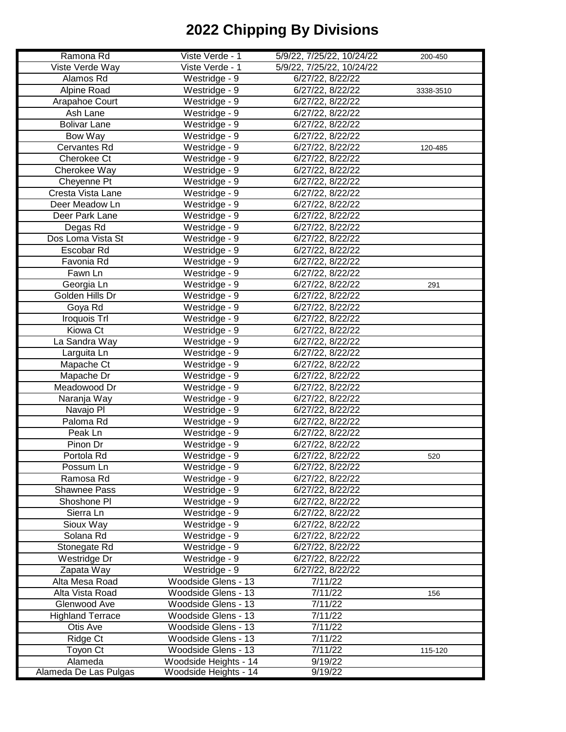# 2022 Chipping By Divisions

| | | | |
|---|---|---|---|
| Ramona Rd | Viste Verde - 1 | 5/9/22, 7/25/22, 10/24/22 | 200-450 |
| Viste Verde Way | Viste Verde - 1 | 5/9/22, 7/25/22, 10/24/22 | |
| Alamos Rd | Westridge - 9 | 6/27/22, 8/22/22 | |
| Alpine Road | Westridge - 9 | 6/27/22, 8/22/22 | 3338-3510 |
| Arapahoe Court | Westridge - 9 | 6/27/22, 8/22/22 | |
| Ash Lane | Westridge - 9 | 6/27/22, 8/22/22 | |
| Bolivar Lane | Westridge - 9 | 6/27/22, 8/22/22 | |
| Bow Way | Westridge - 9 | 6/27/22, 8/22/22 | |
| Cervantes Rd | Westridge - 9 | 6/27/22, 8/22/22 | 120-485 |
| Cherokee Ct | Westridge - 9 | 6/27/22, 8/22/22 | |
| Cherokee Way | Westridge - 9 | 6/27/22, 8/22/22 | |
| Cheyenne Pt | Westridge - 9 | 6/27/22, 8/22/22 | |
| Cresta Vista Lane | Westridge - 9 | 6/27/22, 8/22/22 | |
| Deer Meadow Ln | Westridge - 9 | 6/27/22, 8/22/22 | |
| Deer Park Lane | Westridge - 9 | 6/27/22, 8/22/22 | |
| Degas Rd | Westridge - 9 | 6/27/22, 8/22/22 | |
| Dos Loma Vista St | Westridge - 9 | 6/27/22, 8/22/22 | |
| Escobar Rd | Westridge - 9 | 6/27/22, 8/22/22 | |
| Favonia Rd | Westridge - 9 | 6/27/22, 8/22/22 | |
| Fawn Ln | Westridge - 9 | 6/27/22, 8/22/22 | |
| Georgia Ln | Westridge - 9 | 6/27/22, 8/22/22 | 291 |
| Golden Hills Dr | Westridge - 9 | 6/27/22, 8/22/22 | |
| Goya Rd | Westridge - 9 | 6/27/22, 8/22/22 | |
| Iroquois Trl | Westridge - 9 | 6/27/22, 8/22/22 | |
| Kiowa Ct | Westridge - 9 | 6/27/22, 8/22/22 | |
| La Sandra Way | Westridge - 9 | 6/27/22, 8/22/22 | |
| Larguita Ln | Westridge - 9 | 6/27/22, 8/22/22 | |
| Mapache Ct | Westridge - 9 | 6/27/22, 8/22/22 | |
| Mapache Dr | Westridge - 9 | 6/27/22, 8/22/22 | |
| Meadowood Dr | Westridge - 9 | 6/27/22, 8/22/22 | |
| Naranja Way | Westridge - 9 | 6/27/22, 8/22/22 | |
| Navajo Pl | Westridge - 9 | 6/27/22, 8/22/22 | |
| Paloma Rd | Westridge - 9 | 6/27/22, 8/22/22 | |
| Peak Ln | Westridge - 9 | 6/27/22, 8/22/22 | |
| Pinon Dr | Westridge - 9 | 6/27/22, 8/22/22 | |
| Portola Rd | Westridge - 9 | 6/27/22, 8/22/22 | 520 |
| Possum Ln | Westridge - 9 | 6/27/22, 8/22/22 | |
| Ramosa Rd | Westridge - 9 | 6/27/22, 8/22/22 | |
| Shawnee Pass | Westridge - 9 | 6/27/22, 8/22/22 | |
| Shoshone Pl | Westridge - 9 | 6/27/22, 8/22/22 | |
| Sierra Ln | Westridge - 9 | 6/27/22, 8/22/22 | |
| Sioux Way | Westridge - 9 | 6/27/22, 8/22/22 | |
| Solana Rd | Westridge - 9 | 6/27/22, 8/22/22 | |
| Stonegate Rd | Westridge - 9 | 6/27/22, 8/22/22 | |
| Westridge Dr | Westridge - 9 | 6/27/22, 8/22/22 | |
| Zapata Way | Westridge - 9 | 6/27/22, 8/22/22 | |
| Alta Mesa Road | Woodside Glens - 13 | 7/11/22 | |
| Alta Vista Road | Woodside Glens - 13 | 7/11/22 | 156 |
| Glenwood Ave | Woodside Glens - 13 | 7/11/22 | |
| Highland Terrace | Woodside Glens - 13 | 7/11/22 | |
| Otis Ave | Woodside Glens - 13 | 7/11/22 | |
| Ridge Ct | Woodside Glens - 13 | 7/11/22 | |
| Toyon Ct | Woodside Glens - 13 | 7/11/22 | 115-120 |
| Alameda | Woodside Heights - 14 | 9/19/22 | |
| Alameda De Las Pulgas | Woodside Heights - 14 | 9/19/22 | |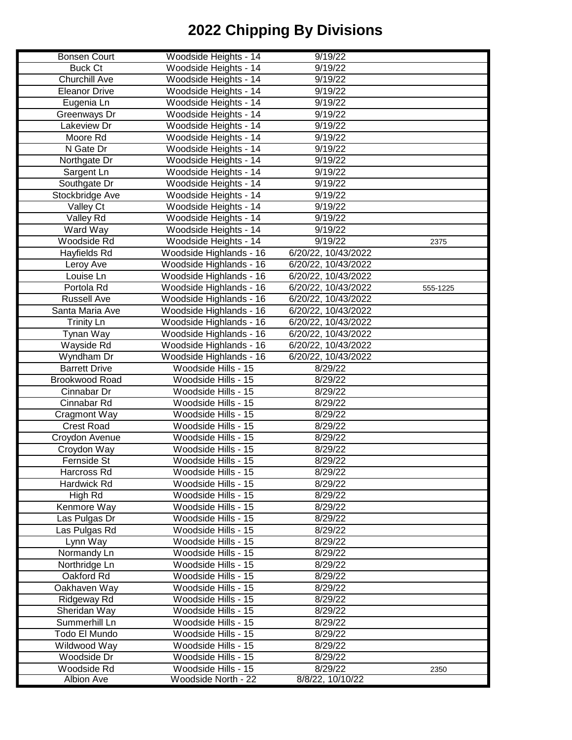# 2022 Chipping By Divisions

| | | | |
|---|---|---|---|
| Bonsen Court | Woodside Heights - 14 | 9/19/22 | |
| Buck Ct | Woodside Heights - 14 | 9/19/22 | |
| Churchill Ave | Woodside Heights - 14 | 9/19/22 | |
| Eleanor Drive | Woodside Heights - 14 | 9/19/22 | |
| Eugenia Ln | Woodside Heights - 14 | 9/19/22 | |
| Greenways Dr | Woodside Heights - 14 | 9/19/22 | |
| Lakeview Dr | Woodside Heights - 14 | 9/19/22 | |
| Moore Rd | Woodside Heights - 14 | 9/19/22 | |
| N Gate Dr | Woodside Heights - 14 | 9/19/22 | |
| Northgate Dr | Woodside Heights - 14 | 9/19/22 | |
| Sargent Ln | Woodside Heights - 14 | 9/19/22 | |
| Southgate Dr | Woodside Heights - 14 | 9/19/22 | |
| Stockbridge Ave | Woodside Heights - 14 | 9/19/22 | |
| Valley Ct | Woodside Heights - 14 | 9/19/22 | |
| Valley Rd | Woodside Heights - 14 | 9/19/22 | |
| Ward Way | Woodside Heights - 14 | 9/19/22 | |
| Woodside Rd | Woodside Heights - 14 | 9/19/22 | 2375 |
| Hayfields Rd | Woodside Highlands - 16 | 6/20/22, 10/43/2022 | |
| Leroy Ave | Woodside Highlands - 16 | 6/20/22, 10/43/2022 | |
| Louise Ln | Woodside Highlands - 16 | 6/20/22, 10/43/2022 | |
| Portola Rd | Woodside Highlands - 16 | 6/20/22, 10/43/2022 | 555-1225 |
| Russell Ave | Woodside Highlands - 16 | 6/20/22, 10/43/2022 | |
| Santa Maria Ave | Woodside Highlands - 16 | 6/20/22, 10/43/2022 | |
| Trinity Ln | Woodside Highlands - 16 | 6/20/22, 10/43/2022 | |
| Tynan Way | Woodside Highlands - 16 | 6/20/22, 10/43/2022 | |
| Wayside Rd | Woodside Highlands - 16 | 6/20/22, 10/43/2022 | |
| Wyndham Dr | Woodside Highlands - 16 | 6/20/22, 10/43/2022 | |
| Barrett Drive | Woodside Hills - 15 | 8/29/22 | |
| Brookwood Road | Woodside Hills - 15 | 8/29/22 | |
| Cinnabar Dr | Woodside Hills - 15 | 8/29/22 | |
| Cinnabar Rd | Woodside Hills - 15 | 8/29/22 | |
| Cragmont Way | Woodside Hills - 15 | 8/29/22 | |
| Crest Road | Woodside Hills - 15 | 8/29/22 | |
| Croydon Avenue | Woodside Hills - 15 | 8/29/22 | |
| Croydon Way | Woodside Hills - 15 | 8/29/22 | |
| Fernside St | Woodside Hills - 15 | 8/29/22 | |
| Harcross Rd | Woodside Hills - 15 | 8/29/22 | |
| Hardwick Rd | Woodside Hills - 15 | 8/29/22 | |
| High Rd | Woodside Hills - 15 | 8/29/22 | |
| Kenmore Way | Woodside Hills - 15 | 8/29/22 | |
| Las Pulgas Dr | Woodside Hills - 15 | 8/29/22 | |
| Las Pulgas Rd | Woodside Hills - 15 | 8/29/22 | |
| Lynn Way | Woodside Hills - 15 | 8/29/22 | |
| Normandy Ln | Woodside Hills - 15 | 8/29/22 | |
| Northridge Ln | Woodside Hills - 15 | 8/29/22 | |
| Oakford Rd | Woodside Hills - 15 | 8/29/22 | |
| Oakhaven Way | Woodside Hills - 15 | 8/29/22 | |
| Ridgeway Rd | Woodside Hills - 15 | 8/29/22 | |
| Sheridan Way | Woodside Hills - 15 | 8/29/22 | |
| Summerhill Ln | Woodside Hills - 15 | 8/29/22 | |
| Todo El Mundo | Woodside Hills - 15 | 8/29/22 | |
| Wildwood Way | Woodside Hills - 15 | 8/29/22 | |
| Woodside Dr | Woodside Hills - 15 | 8/29/22 | |
| Woodside Rd | Woodside Hills - 15 | 8/29/22 | 2350 |
| Albion Ave | Woodside North - 22 | 8/8/22, 10/10/22 | |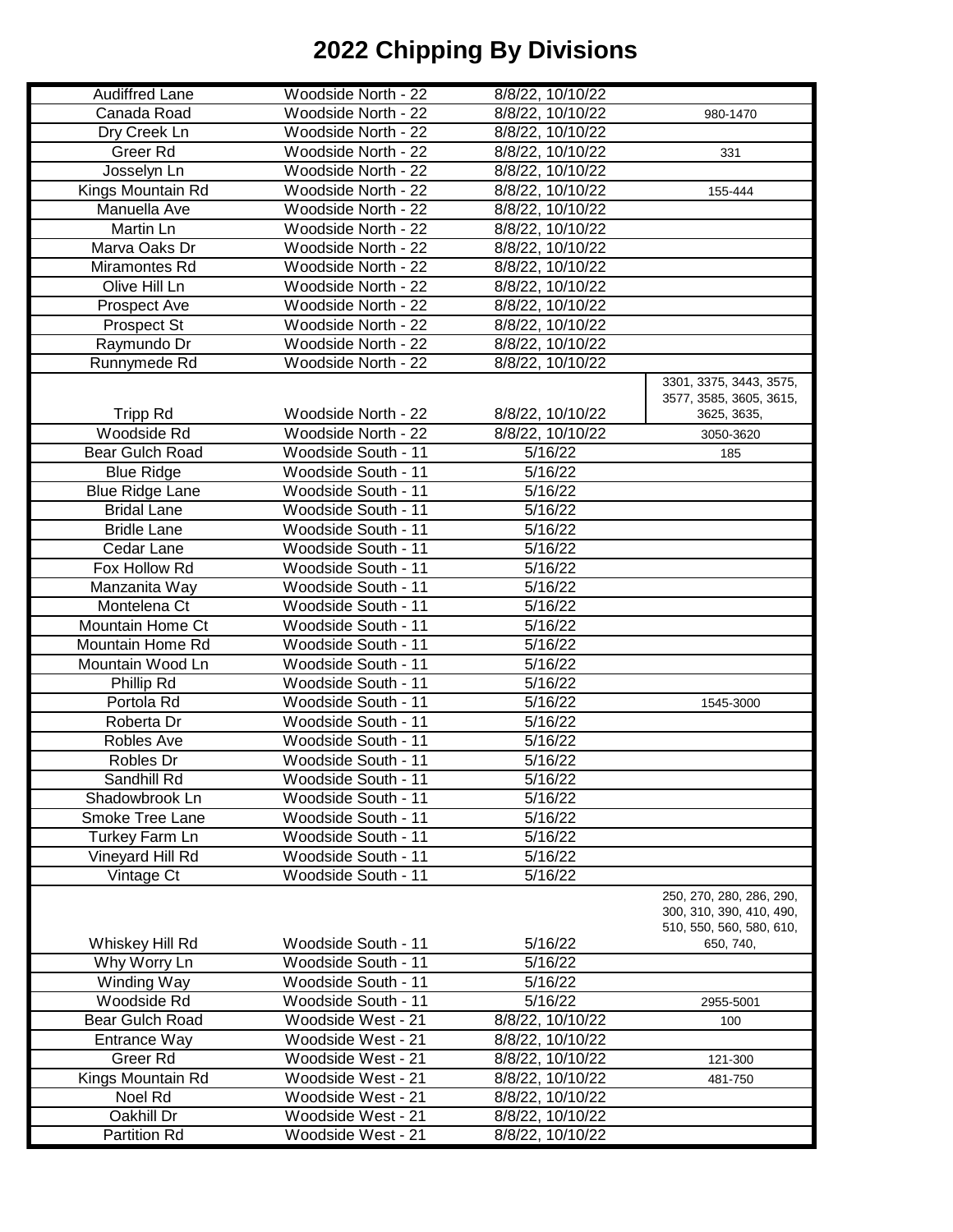# 2022 Chipping By Divisions

| | | | |
|---|---|---|---|
| Audiffred Lane | Woodside North - 22 | 8/8/22, 10/10/22 | |
| Canada Road | Woodside North - 22 | 8/8/22, 10/10/22 | 980-1470 |
| Dry Creek Ln | Woodside North - 22 | 8/8/22, 10/10/22 | |
| Greer Rd | Woodside North - 22 | 8/8/22, 10/10/22 | 331 |
| Josselyn Ln | Woodside North - 22 | 8/8/22, 10/10/22 | |
| Kings Mountain Rd | Woodside North - 22 | 8/8/22, 10/10/22 | 155-444 |
| Manuella Ave | Woodside North - 22 | 8/8/22, 10/10/22 | |
| Martin Ln | Woodside North - 22 | 8/8/22, 10/10/22 | |
| Marva Oaks Dr | Woodside North - 22 | 8/8/22, 10/10/22 | |
| Miramontes Rd | Woodside North - 22 | 8/8/22, 10/10/22 | |
| Olive Hill Ln | Woodside North - 22 | 8/8/22, 10/10/22 | |
| Prospect Ave | Woodside North - 22 | 8/8/22, 10/10/22 | |
| Prospect St | Woodside North - 22 | 8/8/22, 10/10/22 | |
| Raymundo Dr | Woodside North - 22 | 8/8/22, 10/10/22 | |
| Runnymede Rd | Woodside North - 22 | 8/8/22, 10/10/22 | |
| Tripp Rd | Woodside North - 22 | 8/8/22, 10/10/22 | 3301, 3375, 3443, 3575, 3577, 3585, 3605, 3615, 3625, 3635, |
| Woodside Rd | Woodside North - 22 | 8/8/22, 10/10/22 | 3050-3620 |
| Bear Gulch Road | Woodside South - 11 | 5/16/22 | 185 |
| Blue Ridge | Woodside South - 11 | 5/16/22 | |
| Blue Ridge Lane | Woodside South - 11 | 5/16/22 | |
| Bridal Lane | Woodside South - 11 | 5/16/22 | |
| Bridle Lane | Woodside South - 11 | 5/16/22 | |
| Cedar Lane | Woodside South - 11 | 5/16/22 | |
| Fox Hollow Rd | Woodside South - 11 | 5/16/22 | |
| Manzanita Way | Woodside South - 11 | 5/16/22 | |
| Montelena Ct | Woodside South - 11 | 5/16/22 | |
| Mountain Home Ct | Woodside South - 11 | 5/16/22 | |
| Mountain Home Rd | Woodside South - 11 | 5/16/22 | |
| Mountain Wood Ln | Woodside South - 11 | 5/16/22 | |
| Phillip Rd | Woodside South - 11 | 5/16/22 | |
| Portola Rd | Woodside South - 11 | 5/16/22 | 1545-3000 |
| Roberta Dr | Woodside South - 11 | 5/16/22 | |
| Robles Ave | Woodside South - 11 | 5/16/22 | |
| Robles Dr | Woodside South - 11 | 5/16/22 | |
| Sandhill Rd | Woodside South - 11 | 5/16/22 | |
| Shadowbrook Ln | Woodside South - 11 | 5/16/22 | |
| Smoke Tree Lane | Woodside South - 11 | 5/16/22 | |
| Turkey Farm Ln | Woodside South - 11 | 5/16/22 | |
| Vineyard Hill Rd | Woodside South - 11 | 5/16/22 | |
| Vintage Ct | Woodside South - 11 | 5/16/22 | |
| Whiskey Hill Rd | Woodside South - 11 | 5/16/22 | 250, 270, 280, 286, 290, 300, 310, 390, 410, 490, 510, 550, 560, 580, 610, 650, 740, |
| Why Worry Ln | Woodside South - 11 | 5/16/22 | |
| Winding Way | Woodside South - 11 | 5/16/22 | |
| Woodside Rd | Woodside South - 11 | 5/16/22 | 2955-5001 |
| Bear Gulch Road | Woodside West - 21 | 8/8/22, 10/10/22 | 100 |
| Entrance Way | Woodside West - 21 | 8/8/22, 10/10/22 | |
| Greer Rd | Woodside West - 21 | 8/8/22, 10/10/22 | 121-300 |
| Kings Mountain Rd | Woodside West - 21 | 8/8/22, 10/10/22 | 481-750 |
| Noel Rd | Woodside West - 21 | 8/8/22, 10/10/22 | |
| Oakhill Dr | Woodside West - 21 | 8/8/22, 10/10/22 | |
| Partition Rd | Woodside West - 21 | 8/8/22, 10/10/22 | |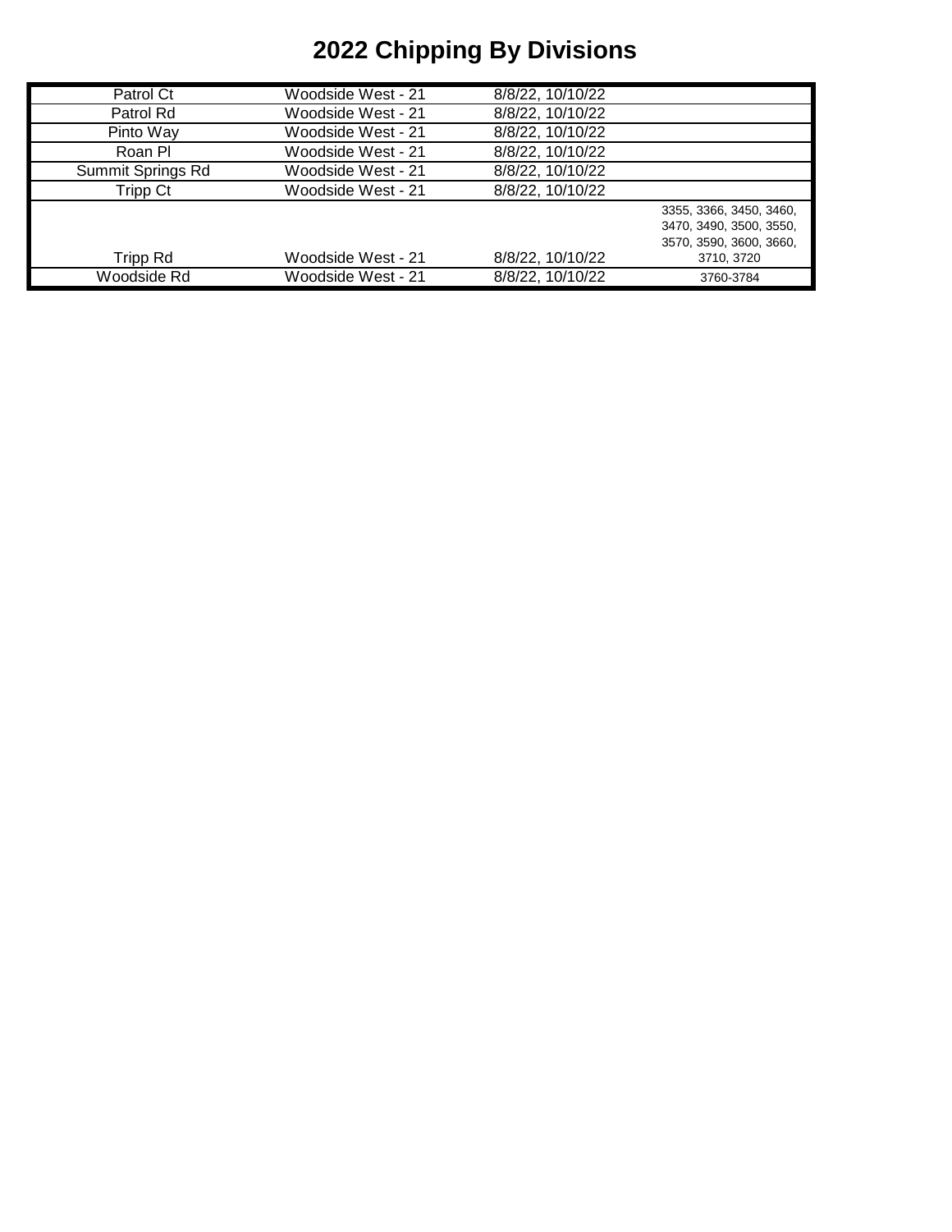# 2022 Chipping By Divisions

| | | | |
|---|---|---|---|
| Patrol Ct | Woodside West - 21 | 8/8/22, 10/10/22 | |
| Patrol Rd | Woodside West - 21 | 8/8/22, 10/10/22 | |
| Pinto Way | Woodside West - 21 | 8/8/22, 10/10/22 | |
| Roan Pl | Woodside West - 21 | 8/8/22, 10/10/22 | |
| Summit Springs Rd | Woodside West - 21 | 8/8/22, 10/10/22 | |
| Tripp Ct | Woodside West - 21 | 8/8/22, 10/10/22 | |
| Tripp Rd | Woodside West - 21 | 8/8/22, 10/10/22 | 3355, 3366, 3450, 3460, 3470, 3490, 3500, 3550, 3570, 3590, 3600, 3660, 3710, 3720 |
| Woodside Rd | Woodside West - 21 | 8/8/22, 10/10/22 | 3760-3784 |